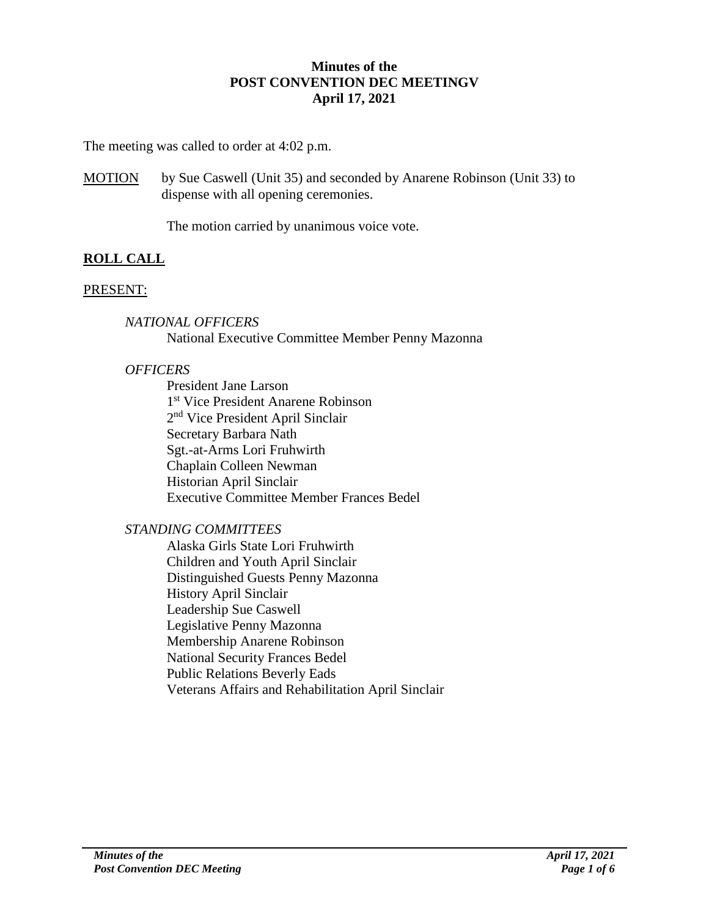**Minutes of the**
**POST CONVENTION DEC MEETINGV**
**April 17, 2021**

The meeting was called to order at 4:02 p.m.

MOTION by Sue Caswell (Unit 35) and seconded by Anarene Robinson (Unit 33) to dispense with all opening ceremonies.

The motion carried by unanimous voice vote.

## ROLL CALL

PRESENT:

*NATIONAL OFFICERS*

National Executive Committee Member Penny Mazonna

*OFFICERS*

President Jane Larson
1st Vice President Anarene Robinson
2nd Vice President April Sinclair
Secretary Barbara Nath
Sgt.-at-Arms Lori Fruhwirth
Chaplain Colleen Newman
Historian April Sinclair
Executive Committee Member Frances Bedel

*STANDING COMMITTEES*

Alaska Girls State Lori Fruhwirth
Children and Youth April Sinclair
Distinguished Guests Penny Mazonna
History April Sinclair
Leadership Sue Caswell
Legislative Penny Mazonna
Membership Anarene Robinson
National Security Frances Bedel
Public Relations Beverly Eads
Veterans Affairs and Rehabilitation April Sinclair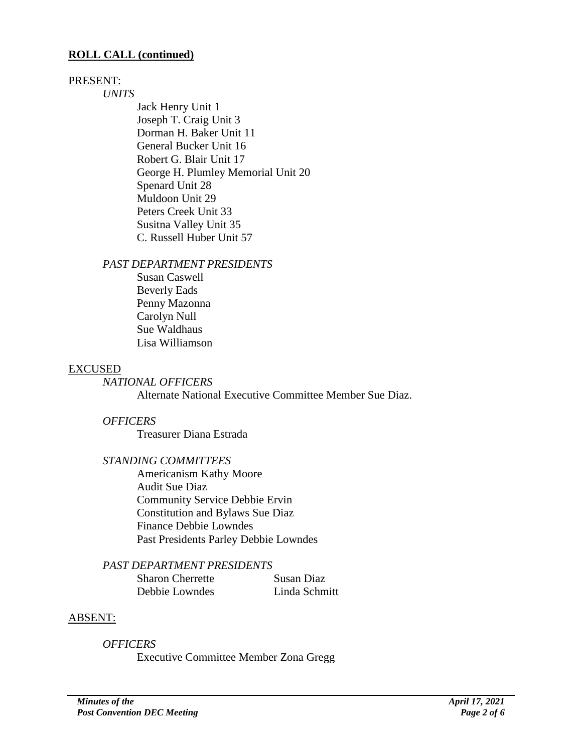**ROLL CALL (continued)**

PRESENT:

*UNITS*

Jack Henry Unit 1
Joseph T. Craig Unit 3
Dorman H. Baker Unit 11
General Bucker Unit 16
Robert G. Blair Unit 17
George H. Plumley Memorial Unit 20
Spenard Unit 28
Muldoon Unit 29
Peters Creek Unit 33
Susitna Valley Unit 35
C. Russell Huber Unit 57

*PAST DEPARTMENT PRESIDENTS*

Susan Caswell
Beverly Eads
Penny Mazonna
Carolyn Null
Sue Waldhaus
Lisa Williamson

EXCUSED

*NATIONAL OFFICERS*

Alternate National Executive Committee Member Sue Diaz.

*OFFICERS*

Treasurer Diana Estrada

*STANDING COMMITTEES*

Americanism Kathy Moore
Audit Sue Diaz
Community Service Debbie Ervin
Constitution and Bylaws Sue Diaz
Finance Debbie Lowndes
Past Presidents Parley Debbie Lowndes

*PAST DEPARTMENT PRESIDENTS*

Sharon Cherrette
Susan Diaz
Debbie Lowndes
Linda Schmitt

ABSENT:

*OFFICERS*

Executive Committee Member Zona Gregg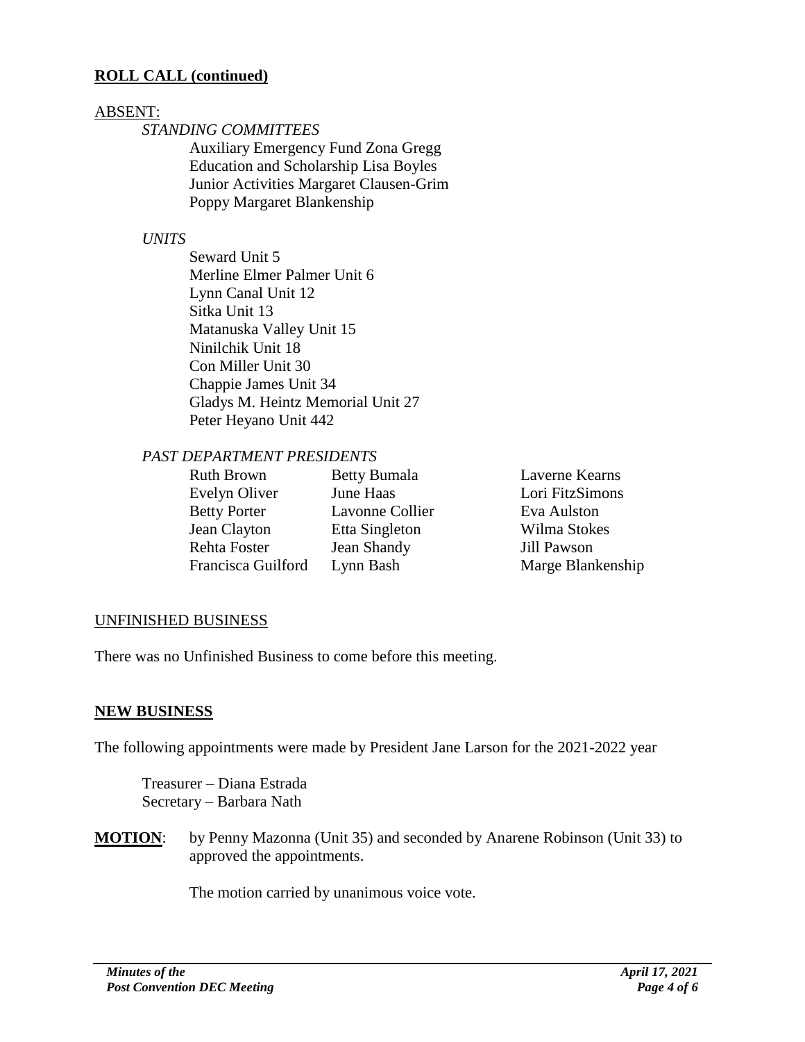## ROLL CALL (continued)

ABSENT:

*STANDING COMMITTEES*

Auxiliary Emergency Fund Zona Gregg
Education and Scholarship Lisa Boyles
Junior Activities Margaret Clausen-Grim
Poppy Margaret Blankenship

*UNITS*

Seward Unit 5
Merline Elmer Palmer Unit 6
Lynn Canal Unit 12
Sitka Unit 13
Matanuska Valley Unit 15
Ninilchik Unit 18
Con Miller Unit 30
Chappie James Unit 34
Gladys M. Heintz Memorial Unit 27
Peter Heyano Unit 442

*PAST DEPARTMENT PRESIDENTS*

| | | |
|---|---|---|
| Ruth Brown | Betty Bumala | Laverne Kearns |
| Evelyn Oliver | June Haas | Lori FitzSimons |
| Betty Porter | Lavonne Collier | Eva Aulston |
| Jean Clayton | Etta Singleton | Wilma Stokes |
| Rehta Foster | Jean Shandy | Jill Pawson |
| Francisca Guilford | Lynn Bash | Marge Blankenship |

UNFINISHED BUSINESS

There was no Unfinished Business to come before this meeting.

## NEW BUSINESS

The following appointments were made by President Jane Larson for the 2021-2022 year

Treasurer – Diana Estrada
Secretary – Barbara Nath

**MOTION**: by Penny Mazonna (Unit 35) and seconded by Anarene Robinson (Unit 33) to approved the appointments.

The motion carried by unanimous voice vote.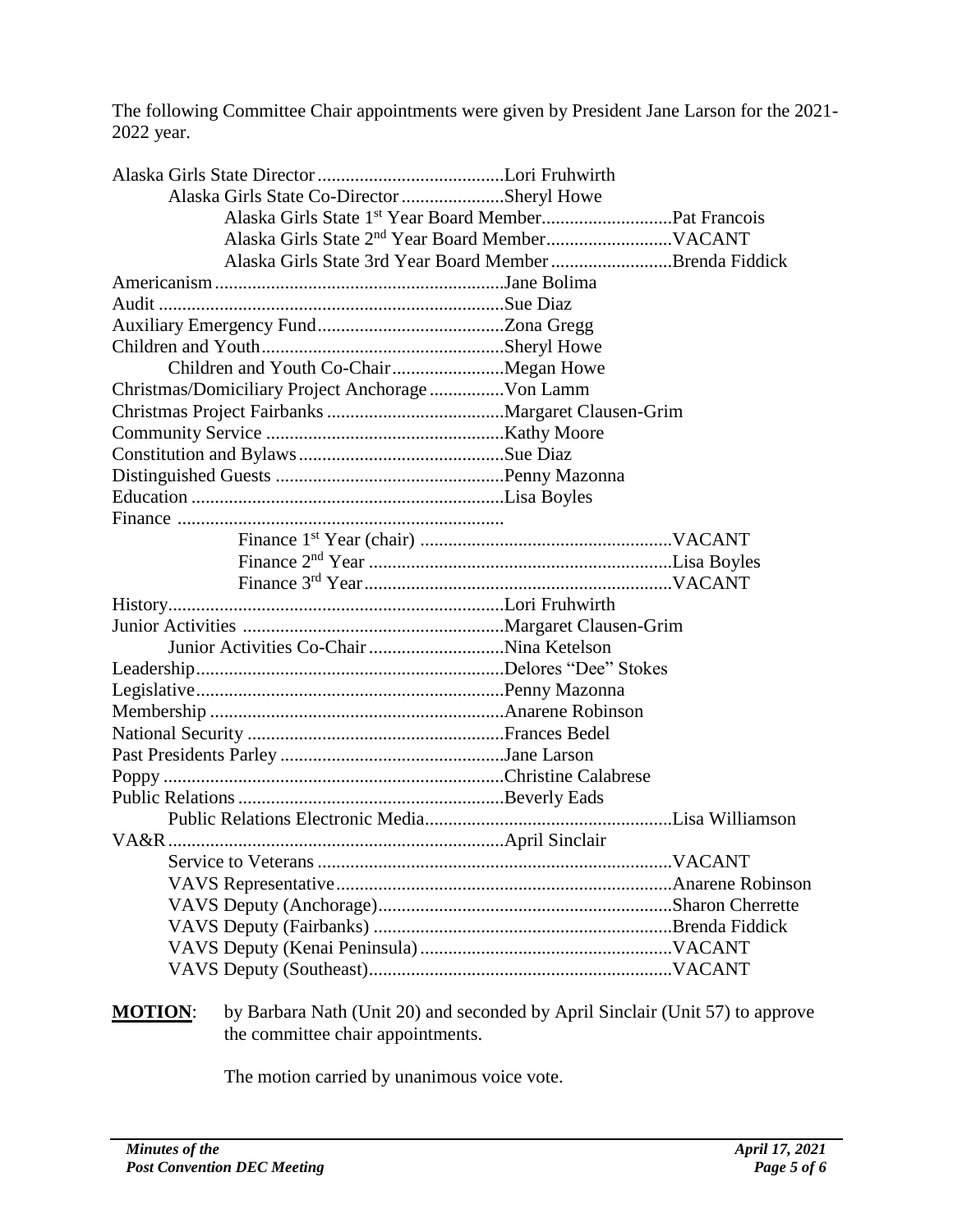The following Committee Chair appointments were given by President Jane Larson for the 2021-2022 year.

| Committee | Chair |
|---|---|
| Alaska Girls State Director | Lori Fruhwirth |
| Alaska Girls State Co-Director | Sheryl Howe |
| Alaska Girls State 1st Year Board Member | Pat Francois |
| Alaska Girls State 2nd Year Board Member | VACANT |
| Alaska Girls State 3rd Year Board Member | Brenda Fiddick |
| Americanism | Jane Bolima |
| Audit | Sue Diaz |
| Auxiliary Emergency Fund | Zona Gregg |
| Children and Youth | Sheryl Howe |
| Children and Youth Co-Chair | Megan Howe |
| Christmas/Domiciliary Project Anchorage | Von Lamm |
| Christmas Project Fairbanks | Margaret Clausen-Grim |
| Community Service | Kathy Moore |
| Constitution and Bylaws | Sue Diaz |
| Distinguished Guests | Penny Mazonna |
| Education | Lisa Boyles |
| Finance | |
| Finance 1st Year (chair) | VACANT |
| Finance 2nd Year | Lisa Boyles |
| Finance 3rd Year | VACANT |
| History | Lori Fruhwirth |
| Junior Activities | Margaret Clausen-Grim |
| Junior Activities Co-Chair | Nina Ketelson |
| Leadership | Delores "Dee" Stokes |
| Legislative | Penny Mazonna |
| Membership | Anarene Robinson |
| National Security | Frances Bedel |
| Past Presidents Parley | Jane Larson |
| Poppy | Christine Calabrese |
| Public Relations | Beverly Eads |
| Public Relations Electronic Media | Lisa Williamson |
| VA&R | April Sinclair |
| Service to Veterans | VACANT |
| VAVS Representative | Anarene Robinson |
| VAVS Deputy (Anchorage) | Sharon Cherrette |
| VAVS Deputy (Fairbanks) | Brenda Fiddick |
| VAVS Deputy (Kenai Peninsula) | VACANT |
| VAVS Deputy (Southeast) | VACANT |

**MOTION**: by Barbara Nath (Unit 20) and seconded by April Sinclair (Unit 57) to approve the committee chair appointments.

The motion carried by unanimous voice vote.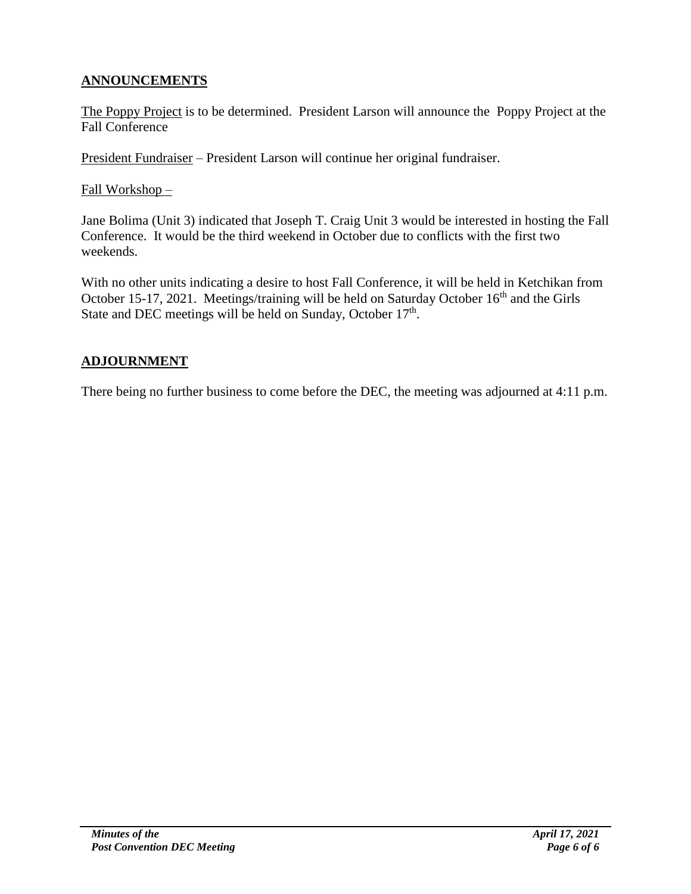## ANNOUNCEMENTS

The Poppy Project is to be determined. President Larson will announce the Poppy Project at the Fall Conference

President Fundraiser – President Larson will continue her original fundraiser.

Fall Workshop –

Jane Bolima (Unit 3) indicated that Joseph T. Craig Unit 3 would be interested in hosting the Fall Conference. It would be the third weekend in October due to conflicts with the first two weekends.

With no other units indicating a desire to host Fall Conference, it will be held in Ketchikan from October 15-17, 2021. Meetings/training will be held on Saturday October 16th and the Girls State and DEC meetings will be held on Sunday, October 17th.

## ADJOURNMENT

There being no further business to come before the DEC, the meeting was adjourned at 4:11 p.m.